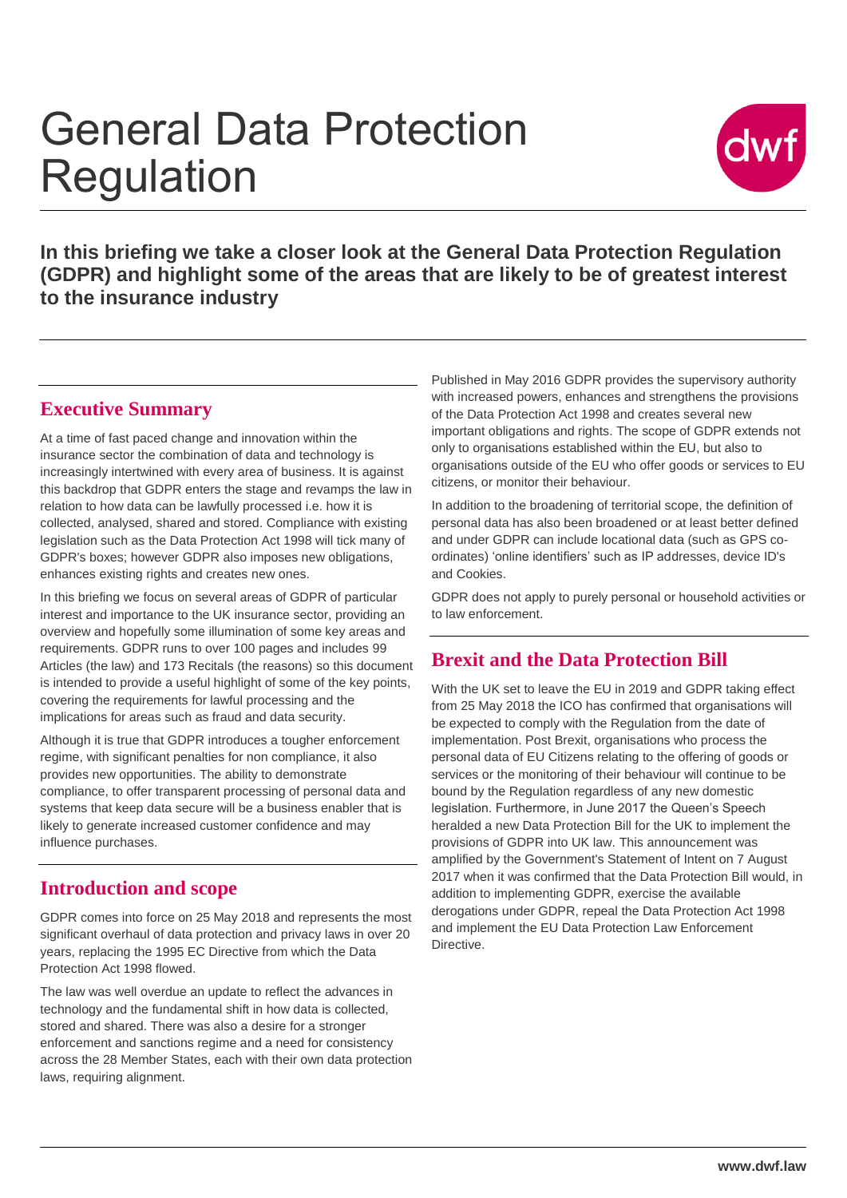# General Data Protection Regulation

**In this briefing we take a closer look at the General Data Protection Regulation (GDPR) and highlight some of the areas that are likely to be of greatest interest to the insurance industry**

## Executive Summary

At a time of fast paced change and innovation within the insurance sector the combination of data and technology is increasingly intertwined with every area of business. It is against this backdrop that GDPR enters the stage and revamps the law in relation to how data can be lawfully processed i.e. how it is collected, analysed, shared and stored. Compliance with existing legislation such as the Data Protection Act 1998 will tick many of GDPR's boxes; however GDPR also imposes new obligations, enhances existing rights and creates new ones.

In this briefing we focus on several areas of GDPR of particular interest and importance to the UK insurance sector, providing an overview and hopefully some illumination of some key areas and requirements. GDPR runs to over 100 pages and includes 99 Articles (the law) and 173 Recitals (the reasons) so this document is intended to provide a useful highlight of some of the key points, covering the requirements for lawful processing and the implications for areas such as fraud and data security.

Although it is true that GDPR introduces a tougher enforcement regime, with significant penalties for non compliance, it also provides new opportunities. The ability to demonstrate compliance, to offer transparent processing of personal data and systems that keep data secure will be a business enabler that is likely to generate increased customer confidence and may influence purchases.

## Introduction and scope

GDPR comes into force on 25 May 2018 and represents the most significant overhaul of data protection and privacy laws in over 20 years, replacing the 1995 EC Directive from which the Data Protection Act 1998 flowed.

The law was well overdue an update to reflect the advances in technology and the fundamental shift in how data is collected, stored and shared. There was also a desire for a stronger enforcement and sanctions regime and a need for consistency across the 28 Member States, each with their own data protection laws, requiring alignment.

Published in May 2016 GDPR provides the supervisory authority with increased powers, enhances and strengthens the provisions of the Data Protection Act 1998 and creates several new important obligations and rights. The scope of GDPR extends not only to organisations established within the EU, but also to organisations outside of the EU who offer goods or services to EU citizens, or monitor their behaviour.

In addition to the broadening of territorial scope, the definition of personal data has also been broadened or at least better defined and under GDPR can include locational data (such as GPS co-ordinates) 'online identifiers' such as IP addresses, device ID's and Cookies.

GDPR does not apply to purely personal or household activities or to law enforcement.

## Brexit and the Data Protection Bill

With the UK set to leave the EU in 2019 and GDPR taking effect from 25 May 2018 the ICO has confirmed that organisations will be expected to comply with the Regulation from the date of implementation. Post Brexit, organisations who process the personal data of EU Citizens relating to the offering of goods or services or the monitoring of their behaviour will continue to be bound by the Regulation regardless of any new domestic legislation. Furthermore, in June 2017 the Queen's Speech heralded a new Data Protection Bill for the UK to implement the provisions of GDPR into UK law. This announcement was amplified by the Government's Statement of Intent on 7 August 2017 when it was confirmed that the Data Protection Bill would, in addition to implementing GDPR, exercise the available derogations under GDPR, repeal the Data Protection Act 1998 and implement the EU Data Protection Law Enforcement Directive.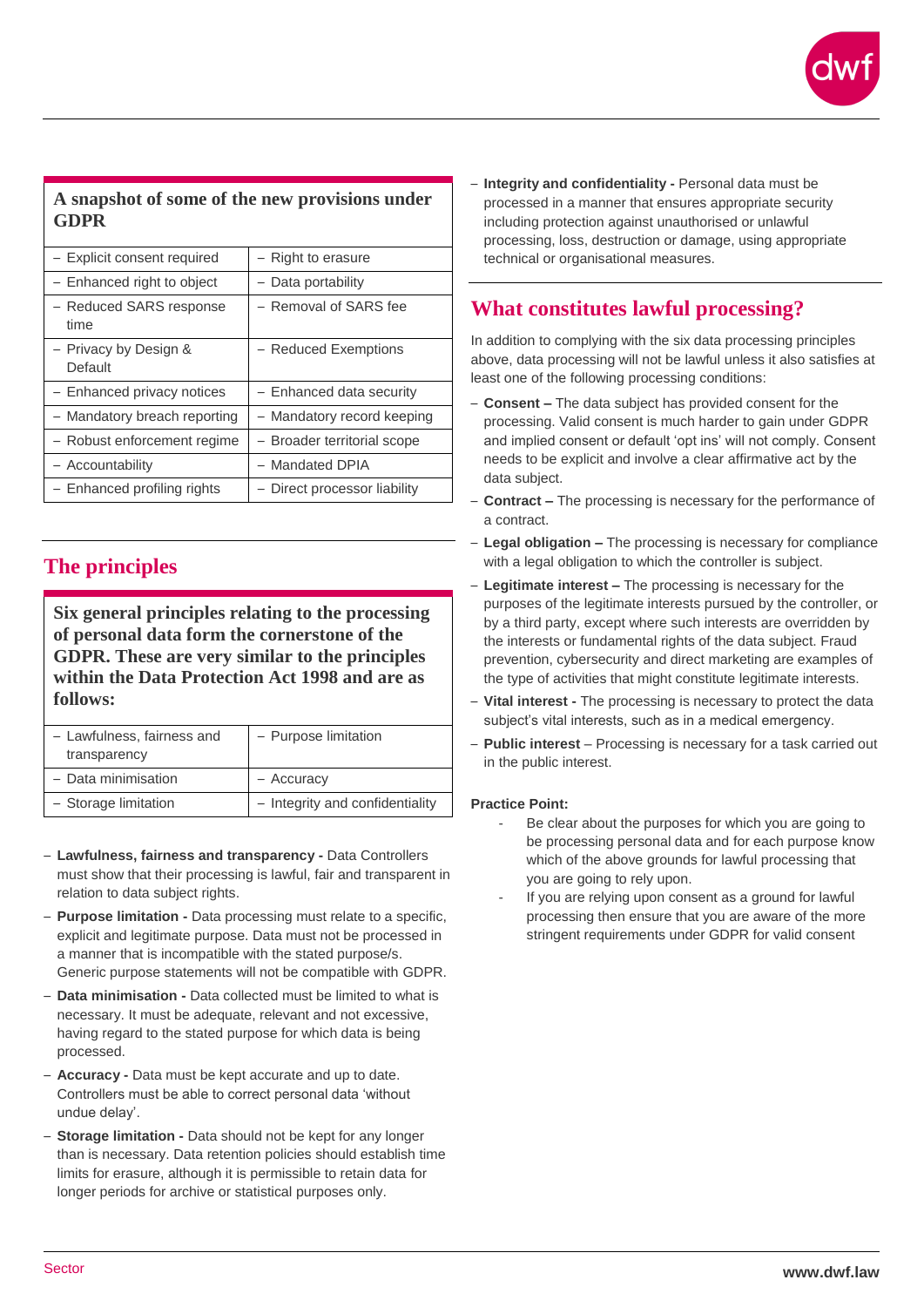| A snapshot of some of the new provisions under GDPR | |
|---|---|
| – Explicit consent required | – Right to erasure |
| – Enhanced right to object | – Data portability |
| – Reduced SARS response time | – Removal of SARS fee |
| – Privacy by Design & Default | – Reduced Exemptions |
| – Enhanced privacy notices | – Enhanced data security |
| – Mandatory breach reporting | – Mandatory record keeping |
| – Robust enforcement regime | – Broader territorial scope |
| – Accountability | – Mandated DPIA |
| – Enhanced profiling rights | – Direct processor liability |

## The principles

| Six general principles relating to the processing of personal data form the cornerstone of the GDPR. These are very similar to the principles within the Data Protection Act 1998 and are as follows: | |
|---|---|
| – Lawfulness, fairness and transparency | – Purpose limitation |
| – Data minimisation | – Accuracy |
| – Storage limitation | – Integrity and confidentiality |

- **Lawfulness, fairness and transparency -** Data Controllers must show that their processing is lawful, fair and transparent in relation to data subject rights.
- **Purpose limitation -** Data processing must relate to a specific, explicit and legitimate purpose. Data must not be processed in a manner that is incompatible with the stated purpose/s. Generic purpose statements will not be compatible with GDPR.
- **Data minimisation -** Data collected must be limited to what is necessary. It must be adequate, relevant and not excessive, having regard to the stated purpose for which data is being processed.
- **Accuracy -** Data must be kept accurate and up to date. Controllers must be able to correct personal data 'without undue delay'.
- **Storage limitation -** Data should not be kept for any longer than is necessary. Data retention policies should establish time limits for erasure, although it is permissible to retain data for longer periods for archive or statistical purposes only.
- **Integrity and confidentiality -** Personal data must be processed in a manner that ensures appropriate security including protection against unauthorised or unlawful processing, loss, destruction or damage, using appropriate technical or organisational measures.

## What constitutes lawful processing?

In addition to complying with the six data processing principles above, data processing will not be lawful unless it also satisfies at least one of the following processing conditions:

- **Consent –** The data subject has provided consent for the processing. Valid consent is much harder to gain under GDPR and implied consent or default 'opt ins' will not comply. Consent needs to be explicit and involve a clear affirmative act by the data subject.
- **Contract –** The processing is necessary for the performance of a contract.
- **Legal obligation –** The processing is necessary for compliance with a legal obligation to which the controller is subject.
- **Legitimate interest –** The processing is necessary for the purposes of the legitimate interests pursued by the controller, or by a third party, except where such interests are overridden by the interests or fundamental rights of the data subject. Fraud prevention, cybersecurity and direct marketing are examples of the type of activities that might constitute legitimate interests.
- **Vital interest -** The processing is necessary to protect the data subject's vital interests, such as in a medical emergency.
- **Public interest** – Processing is necessary for a task carried out in the public interest.

**Practice Point:**

- Be clear about the purposes for which you are going to be processing personal data and for each purpose know which of the above grounds for lawful processing that you are going to rely upon.
- If you are relying upon consent as a ground for lawful processing then ensure that you are aware of the more stringent requirements under GDPR for valid consent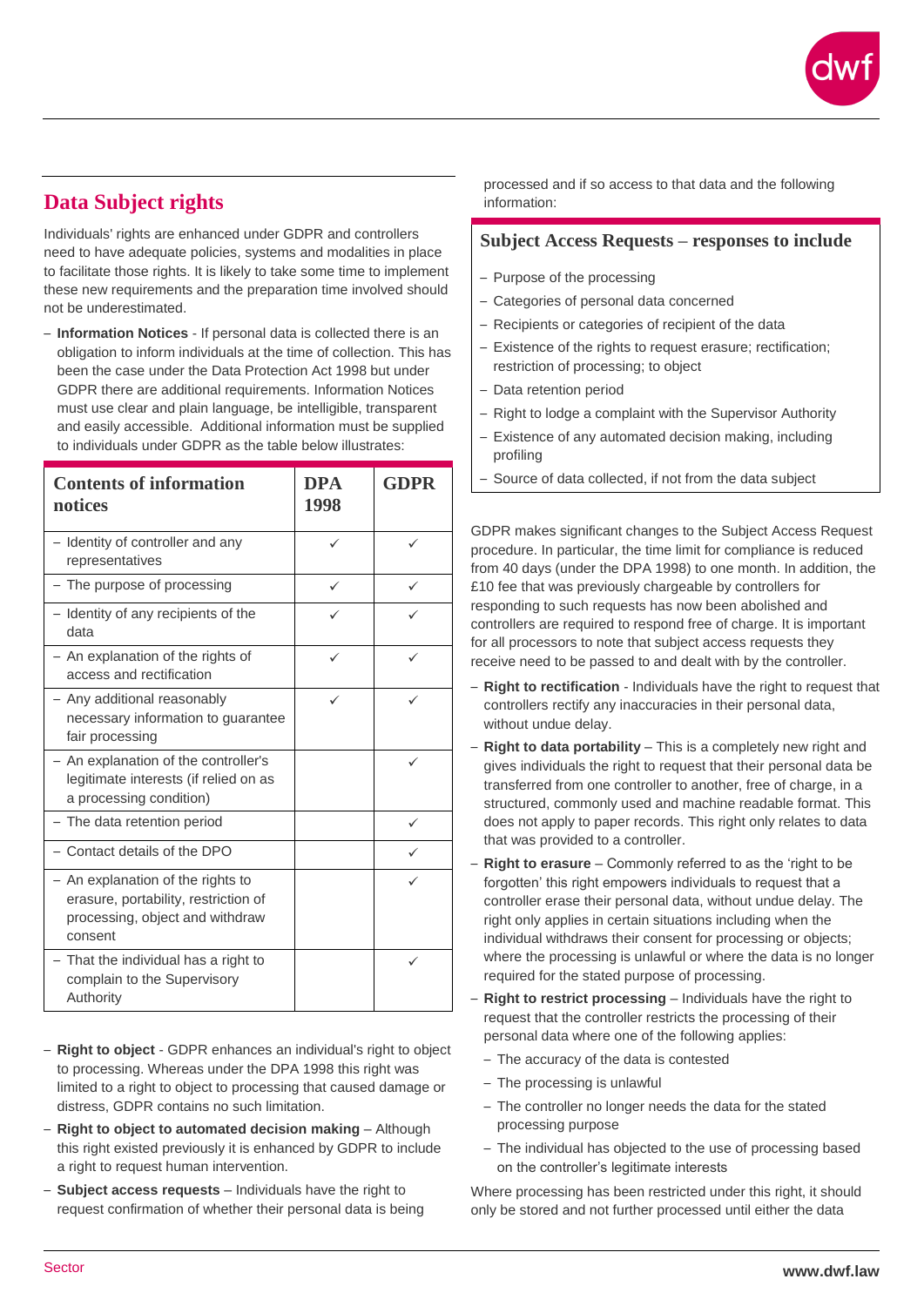## Data Subject rights

Individuals' rights are enhanced under GDPR and controllers need to have adequate policies, systems and modalities in place to facilitate those rights. It is likely to take some time to implement these new requirements and the preparation time involved should not be underestimated.

- **Information Notices** - If personal data is collected there is an obligation to inform individuals at the time of collection. This has been the case under the Data Protection Act 1998 but under GDPR there are additional requirements. Information Notices must use clear and plain language, be intelligible, transparent and easily accessible. Additional information must be supplied to individuals under GDPR as the table below illustrates:

| Contents of information notices | DPA 1998 | GDPR |
|---|---|---|
| – Identity of controller and any representatives | ✓ | ✓ |
| – The purpose of processing | ✓ | ✓ |
| – Identity of any recipients of the data | ✓ | ✓ |
| – An explanation of the rights of access and rectification | ✓ | ✓ |
| – Any additional reasonably necessary information to guarantee fair processing | ✓ | ✓ |
| – An explanation of the controller's legitimate interests (if relied on as a processing condition) | | ✓ |
| – The data retention period | | ✓ |
| – Contact details of the DPO | | ✓ |
| – An explanation of the rights to erasure, portability, restriction of processing, object and withdraw consent | | ✓ |
| – That the individual has a right to complain to the Supervisory Authority | | ✓ |

- **Right to object** - GDPR enhances an individual's right to object to processing. Whereas under the DPA 1998 this right was limited to a right to object to processing that caused damage or distress, GDPR contains no such limitation.
- **Right to object to automated decision making** – Although this right existed previously it is enhanced by GDPR to include a right to request human intervention.
- **Subject access requests** – Individuals have the right to request confirmation of whether their personal data is being processed and if so access to that data and the following information:

### Subject Access Requests – responses to include

- Purpose of the processing
- Categories of personal data concerned
- Recipients or categories of recipient of the data
- Existence of the rights to request erasure; rectification; restriction of processing; to object
- Data retention period
- Right to lodge a complaint with the Supervisor Authority
- Existence of any automated decision making, including profiling
- Source of data collected, if not from the data subject

GDPR makes significant changes to the Subject Access Request procedure. In particular, the time limit for compliance is reduced from 40 days (under the DPA 1998) to one month. In addition, the £10 fee that was previously chargeable by controllers for responding to such requests has now been abolished and controllers are required to respond free of charge. It is important for all processors to note that subject access requests they receive need to be passed to and dealt with by the controller.

- **Right to rectification** - Individuals have the right to request that controllers rectify any inaccuracies in their personal data, without undue delay.
- **Right to data portability** – This is a completely new right and gives individuals the right to request that their personal data be transferred from one controller to another, free of charge, in a structured, commonly used and machine readable format. This does not apply to paper records. This right only relates to data that was provided to a controller.
- **Right to erasure** – Commonly referred to as the 'right to be forgotten' this right empowers individuals to request that a controller erase their personal data, without undue delay. The right only applies in certain situations including when the individual withdraws their consent for processing or objects; where the processing is unlawful or where the data is no longer required for the stated purpose of processing.
- **Right to restrict processing** – Individuals have the right to request that the controller restricts the processing of their personal data where one of the following applies:
  - The accuracy of the data is contested
  - The processing is unlawful
  - The controller no longer needs the data for the stated processing purpose
  - The individual has objected to the use of processing based on the controller's legitimate interests

Where processing has been restricted under this right, it should only be stored and not further processed until either the data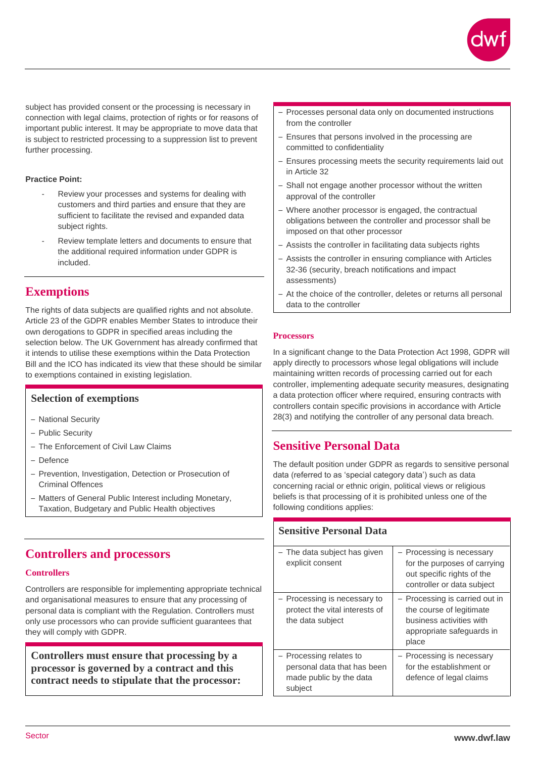subject has provided consent or the processing is necessary in connection with legal claims, protection of rights or for reasons of important public interest. It may be appropriate to move data that is subject to restricted processing to a suppression list to prevent further processing.

**Practice Point:**

- Review your processes and systems for dealing with customers and third parties and ensure that they are sufficient to facilitate the revised and expanded data subject rights.
- Review template letters and documents to ensure that the additional required information under GDPR is included.

## Exemptions

The rights of data subjects are qualified rights and not absolute. Article 23 of the GDPR enables Member States to introduce their own derogations to GDPR in specified areas including the selection below. The UK Government has already confirmed that it intends to utilise these exemptions within the Data Protection Bill and the ICO has indicated its view that these should be similar to exemptions contained in existing legislation.

### Selection of exemptions

- National Security
- Public Security
- The Enforcement of Civil Law Claims
- Defence
- Prevention, Investigation, Detection or Prosecution of Criminal Offences
- Matters of General Public Interest including Monetary, Taxation, Budgetary and Public Health objectives

## Controllers and processors

### Controllers

Controllers are responsible for implementing appropriate technical and organisational measures to ensure that any processing of personal data is compliant with the Regulation. Controllers must only use processors who can provide sufficient guarantees that they will comply with GDPR.

**Controllers must ensure that processing by a processor is governed by a contract and this contract needs to stipulate that the processor:**

- Processes personal data only on documented instructions from the controller
- Ensures that persons involved in the processing are committed to confidentiality
- Ensures processing meets the security requirements laid out in Article 32
- Shall not engage another processor without the written approval of the controller
- Where another processor is engaged, the contractual obligations between the controller and processor shall be imposed on that other processor
- Assists the controller in facilitating data subjects rights
- Assists the controller in ensuring compliance with Articles 32-36 (security, breach notifications and impact assessments)
- At the choice of the controller, deletes or returns all personal data to the controller

### Processors

In a significant change to the Data Protection Act 1998, GDPR will apply directly to processors whose legal obligations will include maintaining written records of processing carried out for each controller, implementing adequate security measures, designating a data protection officer where required, ensuring contracts with controllers contain specific provisions in accordance with Article 28(3) and notifying the controller of any personal data breach.

## Sensitive Personal Data

The default position under GDPR as regards to sensitive personal data (referred to as 'special category data') such as data concerning racial or ethnic origin, political views or religious beliefs is that processing of it is prohibited unless one of the following conditions applies:

| Sensitive Personal Data | |
|---|---|
| – The data subject has given explicit consent | – Processing is necessary for the purposes of carrying out specific rights of the controller or data subject |
| – Processing is necessary to protect the vital interests of the data subject | – Processing is carried out in the course of legitimate business activities with appropriate safeguards in place |
| – Processing relates to personal data that has been made public by the data subject | – Processing is necessary for the establishment or defence of legal claims |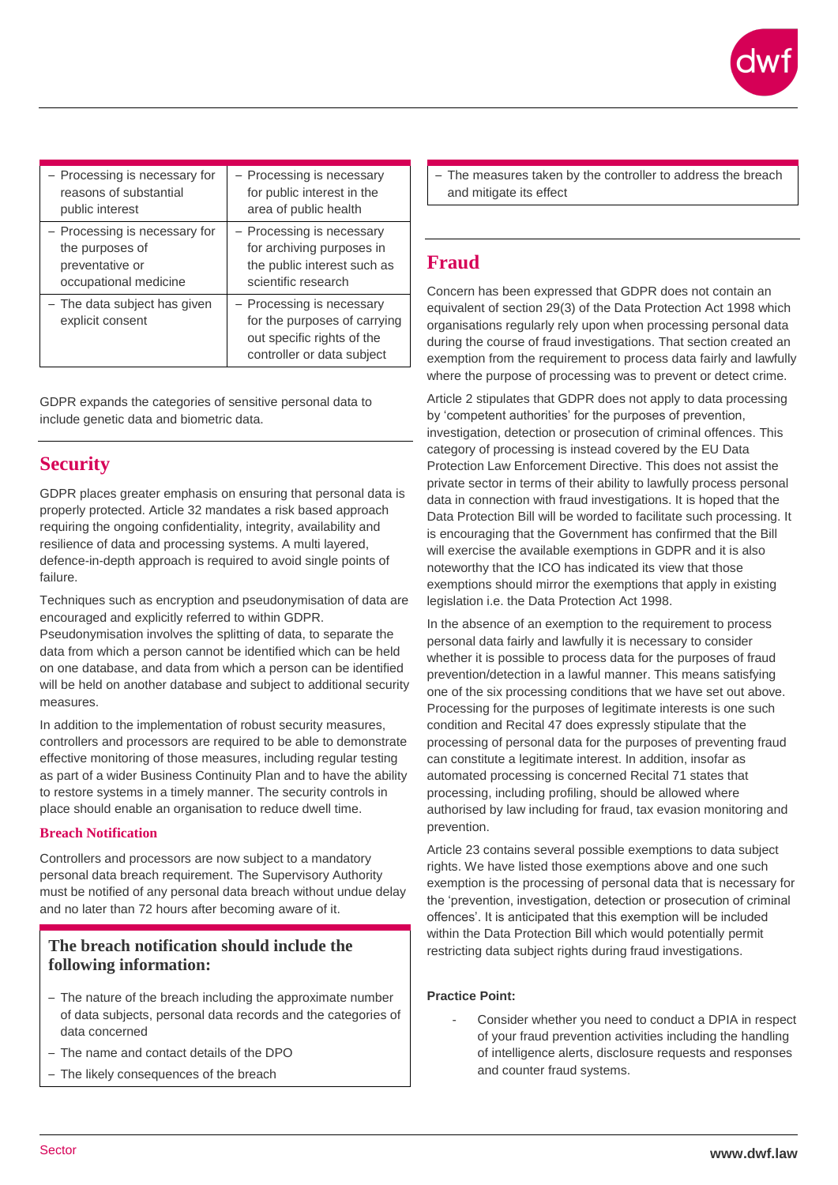| – Processing is necessary for reasons of substantial public interest | – Processing is necessary for public interest in the area of public health |
|---|---|
| – Processing is necessary for the purposes of preventative or occupational medicine | – Processing is necessary for archiving purposes in the public interest such as scientific research |
| – The data subject has given explicit consent | – Processing is necessary for the purposes of carrying out specific rights of the controller or data subject |

GDPR expands the categories of sensitive personal data to include genetic data and biometric data.

## Security

GDPR places greater emphasis on ensuring that personal data is properly protected. Article 32 mandates a risk based approach requiring the ongoing confidentiality, integrity, availability and resilience of data and processing systems. A multi layered, defence-in-depth approach is required to avoid single points of failure.

Techniques such as encryption and pseudonymisation of data are encouraged and explicitly referred to within GDPR. Pseudonymisation involves the splitting of data, to separate the data from which a person cannot be identified which can be held on one database, and data from which a person can be identified will be held on another database and subject to additional security measures.

In addition to the implementation of robust security measures, controllers and processors are required to be able to demonstrate effective monitoring of those measures, including regular testing as part of a wider Business Continuity Plan and to have the ability to restore systems in a timely manner. The security controls in place should enable an organisation to reduce dwell time.

### Breach Notification

Controllers and processors are now subject to a mandatory personal data breach requirement. The Supervisory Authority must be notified of any personal data breach without undue delay and no later than 72 hours after becoming aware of it.

**The breach notification should include the following information:**

- The nature of the breach including the approximate number of data subjects, personal data records and the categories of data concerned
- The name and contact details of the DPO
- The likely consequences of the breach
- The measures taken by the controller to address the breach and mitigate its effect

## Fraud

Concern has been expressed that GDPR does not contain an equivalent of section 29(3) of the Data Protection Act 1998 which organisations regularly rely upon when processing personal data during the course of fraud investigations. That section created an exemption from the requirement to process data fairly and lawfully where the purpose of processing was to prevent or detect crime.

Article 2 stipulates that GDPR does not apply to data processing by 'competent authorities' for the purposes of prevention, investigation, detection or prosecution of criminal offences. This category of processing is instead covered by the EU Data Protection Law Enforcement Directive. This does not assist the private sector in terms of their ability to lawfully process personal data in connection with fraud investigations. It is hoped that the Data Protection Bill will be worded to facilitate such processing. It is encouraging that the Government has confirmed that the Bill will exercise the available exemptions in GDPR and it is also noteworthy that the ICO has indicated its view that those exemptions should mirror the exemptions that apply in existing legislation i.e. the Data Protection Act 1998.

In the absence of an exemption to the requirement to process personal data fairly and lawfully it is necessary to consider whether it is possible to process data for the purposes of fraud prevention/detection in a lawful manner. This means satisfying one of the six processing conditions that we have set out above. Processing for the purposes of legitimate interests is one such condition and Recital 47 does expressly stipulate that the processing of personal data for the purposes of preventing fraud can constitute a legitimate interest. In addition, insofar as automated processing is concerned Recital 71 states that processing, including profiling, should be allowed where authorised by law including for fraud, tax evasion monitoring and prevention.

Article 23 contains several possible exemptions to data subject rights. We have listed those exemptions above and one such exemption is the processing of personal data that is necessary for the 'prevention, investigation, detection or prosecution of criminal offences'. It is anticipated that this exemption will be included within the Data Protection Bill which would potentially permit restricting data subject rights during fraud investigations.

**Practice Point:**

- Consider whether you need to conduct a DPIA in respect of your fraud prevention activities including the handling of intelligence alerts, disclosure requests and responses and counter fraud systems.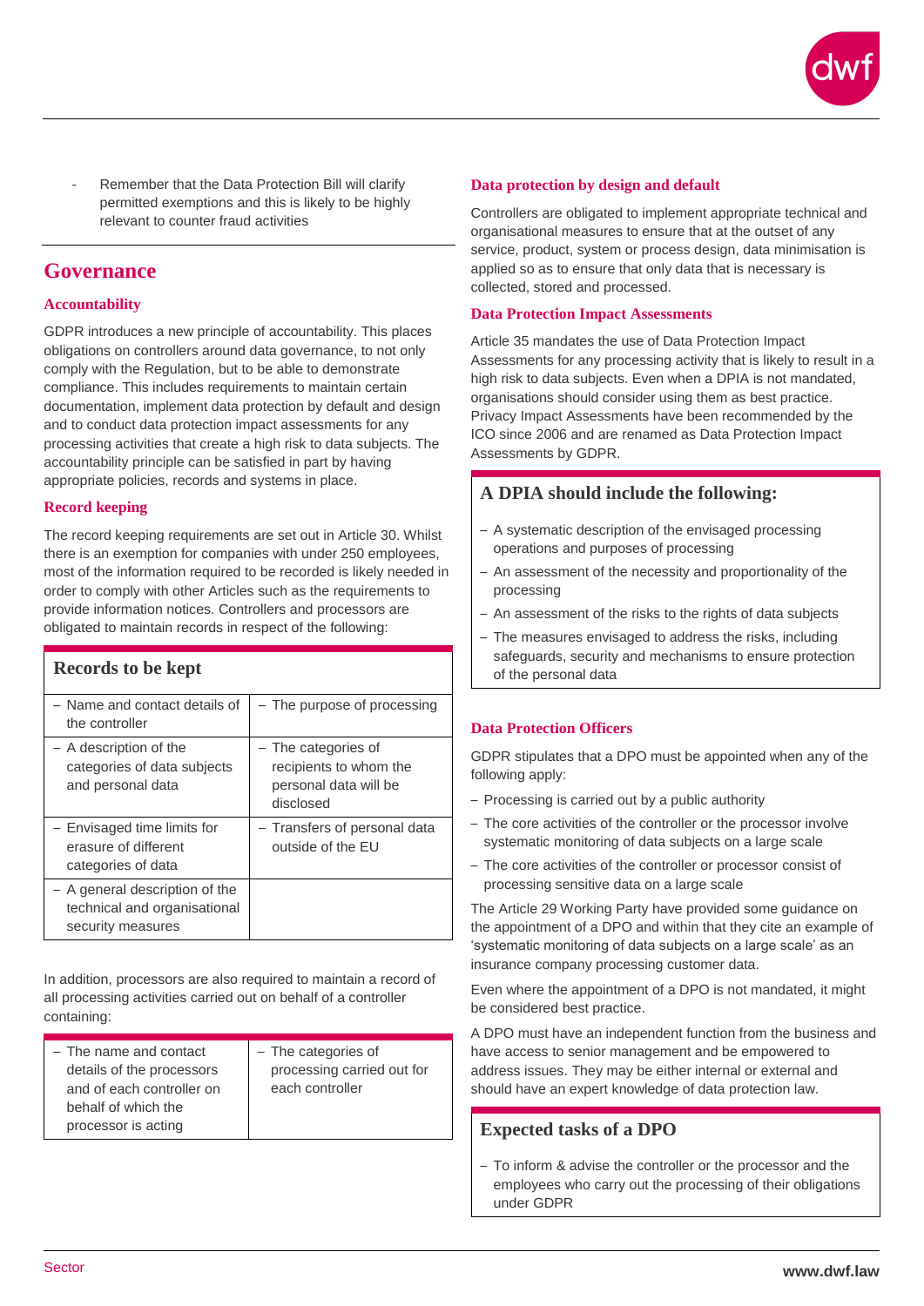- Remember that the Data Protection Bill will clarify permitted exemptions and this is likely to be highly relevant to counter fraud activities

## Governance

### Accountability

GDPR introduces a new principle of accountability. This places obligations on controllers around data governance, to not only comply with the Regulation, but to be able to demonstrate compliance. This includes requirements to maintain certain documentation, implement data protection by default and design and to conduct data protection impact assessments for any processing activities that create a high risk to data subjects. The accountability principle can be satisfied in part by having appropriate policies, records and systems in place.

### Record keeping

The record keeping requirements are set out in Article 30. Whilst there is an exemption for companies with under 250 employees, most of the information required to be recorded is likely needed in order to comply with other Articles such as the requirements to provide information notices. Controllers and processors are obligated to maintain records in respect of the following:

**Records to be kept**

| | |
|---|---|
| – Name and contact details of the controller | – The purpose of processing |
| – A description of the categories of data subjects and personal data | – The categories of recipients to whom the personal data will be disclosed |
| – Envisaged time limits for erasure of different categories of data | – Transfers of personal data outside of the EU |
| – A general description of the technical and organisational security measures | |

In addition, processors are also required to maintain a record of all processing activities carried out on behalf of a controller containing:

| | |
|---|---|
| – The name and contact details of the processors and of each controller on behalf of which the processor is acting | – The categories of processing carried out for each controller |

### Data protection by design and default

Controllers are obligated to implement appropriate technical and organisational measures to ensure that at the outset of any service, product, system or process design, data minimisation is applied so as to ensure that only data that is necessary is collected, stored and processed.

### Data Protection Impact Assessments

Article 35 mandates the use of Data Protection Impact Assessments for any processing activity that is likely to result in a high risk to data subjects. Even when a DPIA is not mandated, organisations should consider using them as best practice. Privacy Impact Assessments have been recommended by the ICO since 2006 and are renamed as Data Protection Impact Assessments by GDPR.

**A DPIA should include the following:**

- A systematic description of the envisaged processing operations and purposes of processing
- An assessment of the necessity and proportionality of the processing
- An assessment of the risks to the rights of data subjects
- The measures envisaged to address the risks, including safeguards, security and mechanisms to ensure protection of the personal data

### Data Protection Officers

GDPR stipulates that a DPO must be appointed when any of the following apply:

- Processing is carried out by a public authority
- The core activities of the controller or the processor involve systematic monitoring of data subjects on a large scale
- The core activities of the controller or processor consist of processing sensitive data on a large scale

The Article 29 Working Party have provided some guidance on the appointment of a DPO and within that they cite an example of 'systematic monitoring of data subjects on a large scale' as an insurance company processing customer data.

Even where the appointment of a DPO is not mandated, it might be considered best practice.

A DPO must have an independent function from the business and have access to senior management and be empowered to address issues. They may be either internal or external and should have an expert knowledge of data protection law.

**Expected tasks of a DPO**

- To inform & advise the controller or the processor and the employees who carry out the processing of their obligations under GDPR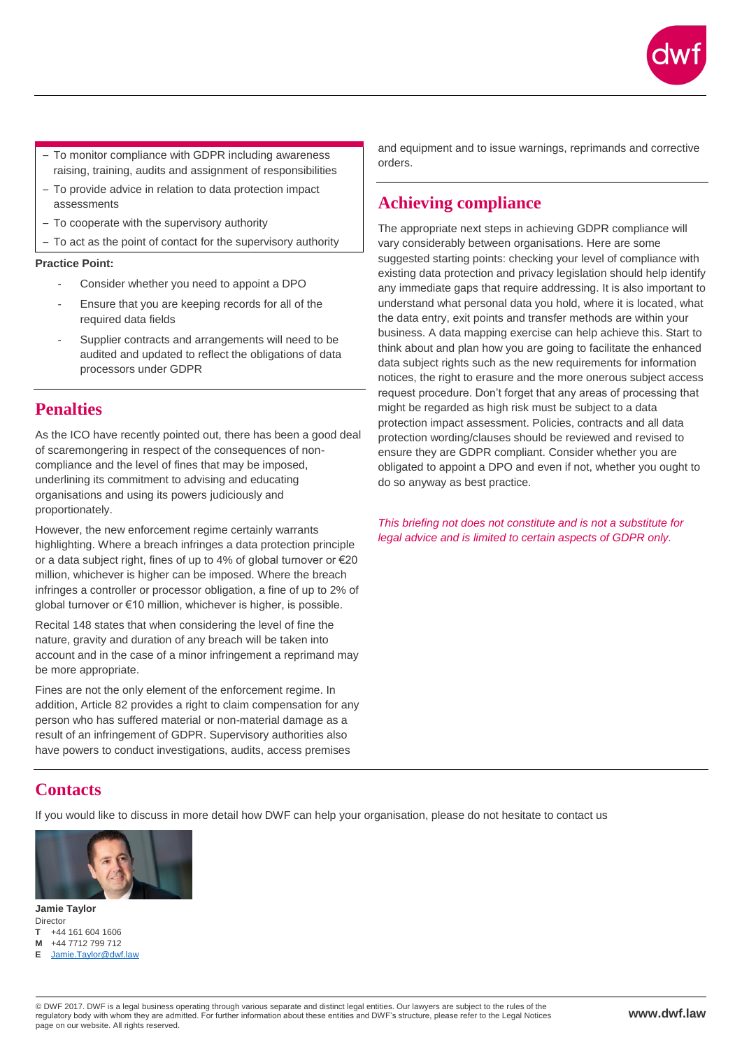- To monitor compliance with GDPR including awareness raising, training, audits and assignment of responsibilities
- To provide advice in relation to data protection impact assessments
- To cooperate with the supervisory authority
- To act as the point of contact for the supervisory authority

**Practice Point:**

- Consider whether you need to appoint a DPO
- Ensure that you are keeping records for all of the required data fields
- Supplier contracts and arrangements will need to be audited and updated to reflect the obligations of data processors under GDPR

## Penalties

As the ICO have recently pointed out, there has been a good deal of scaremongering in respect of the consequences of non-compliance and the level of fines that may be imposed, underlining its commitment to advising and educating organisations and using its powers judiciously and proportionately.

However, the new enforcement regime certainly warrants highlighting. Where a breach infringes a data protection principle or a data subject right, fines of up to 4% of global turnover or €20 million, whichever is higher can be imposed. Where the breach infringes a controller or processor obligation, a fine of up to 2% of global turnover or €10 million, whichever is higher, is possible.

Recital 148 states that when considering the level of fine the nature, gravity and duration of any breach will be taken into account and in the case of a minor infringement a reprimand may be more appropriate.

Fines are not the only element of the enforcement regime. In addition, Article 82 provides a right to claim compensation for any person who has suffered material or non-material damage as a result of an infringement of GDPR. Supervisory authorities also have powers to conduct investigations, audits, access premises and equipment and to issue warnings, reprimands and corrective orders.

## Achieving compliance

The appropriate next steps in achieving GDPR compliance will vary considerably between organisations. Here are some suggested starting points: checking your level of compliance with existing data protection and privacy legislation should help identify any immediate gaps that require addressing. It is also important to understand what personal data you hold, where it is located, what the data entry, exit points and transfer methods are within your business. A data mapping exercise can help achieve this. Start to think about and plan how you are going to facilitate the enhanced data subject rights such as the new requirements for information notices, the right to erasure and the more onerous subject access request procedure. Don't forget that any areas of processing that might be regarded as high risk must be subject to a data protection impact assessment. Policies, contracts and all data protection wording/clauses should be reviewed and revised to ensure they are GDPR compliant. Consider whether you are obligated to appoint a DPO and even if not, whether you ought to do so anyway as best practice.

*This briefing not does not constitute and is not a substitute for legal advice and is limited to certain aspects of GDPR only.*

## Contacts

If you would like to discuss in more detail how DWF can help your organisation, please do not hesitate to contact us

**Jamie Taylor**
Director
**T** +44 161 604 1606
**M** +44 7712 799 712
**E** Jamie.Taylor@dwf.law

© DWF 2017. DWF is a legal business operating through various separate and distinct legal entities. Our lawyers are subject to the rules of the regulatory body with whom they are admitted. For further information about these entities and DWF's structure, please refer to the Legal Notices page on our website. All rights reserved.

**www.dwf.law**